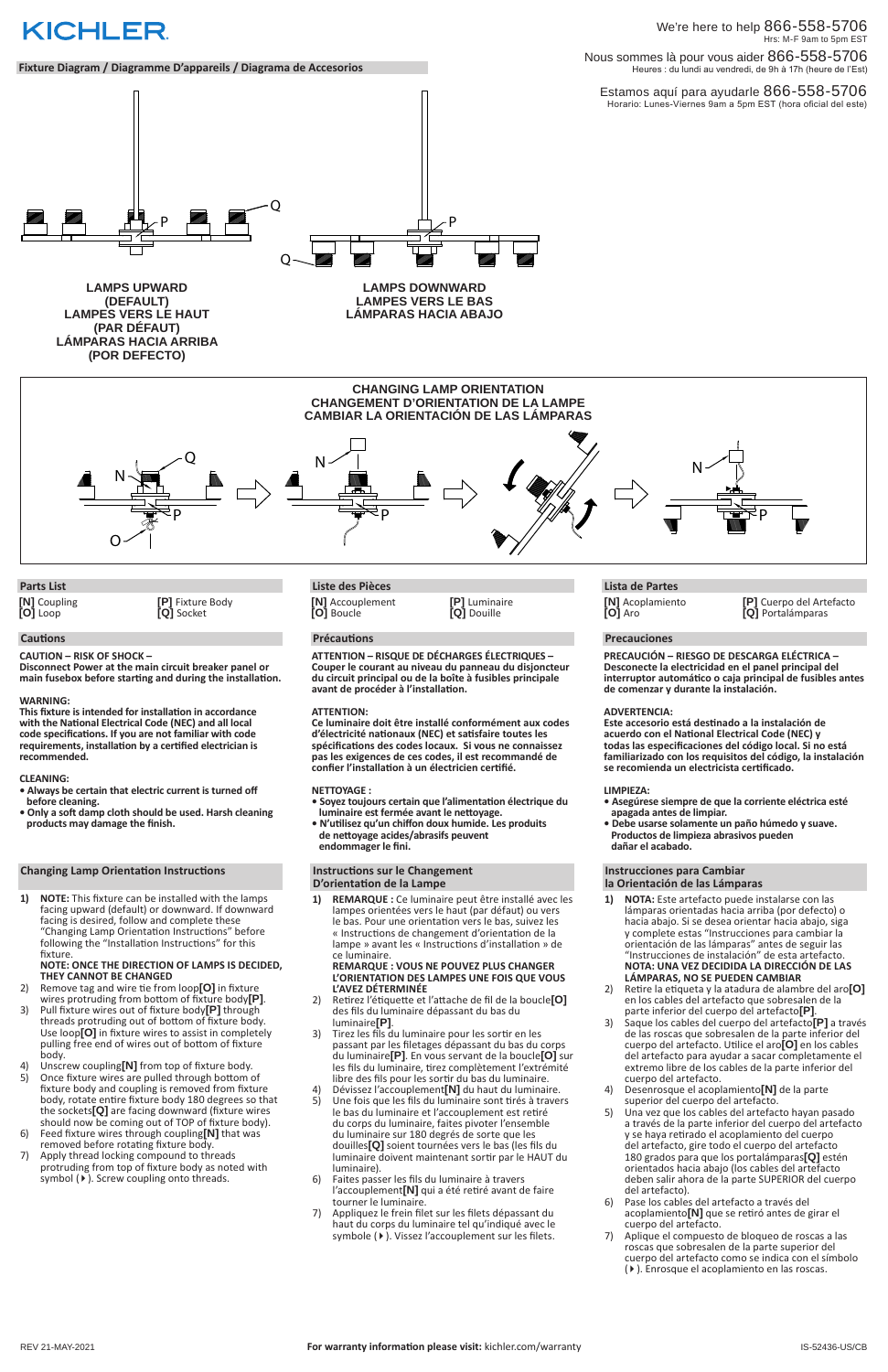# KICHLER

We're here to help 866-558-5706
Hrs: M-F 9am to 5pm EST

Nous sommes là pour vous aider 866-558-5706
Heures : du lundi au vendredi, de 9h à 17h (heure de l'Est)

Estamos aquí para ayudarle 866-558-5706
Horario: Lunes-Viernes 9am a 5pm EST (hora oficial del este)

## Fixture Diagram / Diagramme D'appareils / Diagrama de Accesorios

Q
P
P
Q

**LAMPS UPWARD (DEFAULT)**
**LAMPES VERS LE HAUT (PAR DÉFAUT)**
**LÁMPARAS HACIA ARRIBA (POR DEFECTO)**

**LAMPS DOWNWARD**
**LAMPES VERS LE BAS**
**LÁMPARAS HACIA ABAJO**

**CHANGING LAMP ORIENTATION**
**CHANGEMENT D'ORIENTATION DE LA LAMPE**
**CAMBIAR LA ORIENTACIÓN DE LAS LÁMPARAS**

N Q P O N P N P

## Parts List

**[N]** Coupling
**[O]** Loop
**[P]** Fixture Body
**[Q]** Socket

## Cautions

**CAUTION – RISK OF SHOCK –**
**Disconnect Power at the main circuit breaker panel or main fusebox before starting and during the installation.**

**WARNING:**
**This fixture is intended for installation in accordance with the National Electrical Code (NEC) and all local code specifications. If you are not familiar with code requirements, installation by a certified electrician is recommended.**

**CLEANING:**
- **Always be certain that electric current is turned off before cleaning.**
- **Only a soft damp cloth should be used. Harsh cleaning products may damage the finish.**

## Changing Lamp Orientation Instructions

1) **NOTE:** This fixture can be installed with the lamps facing upward (default) or downward. If downward facing is desired, follow and complete these "Changing Lamp Orientation Instructions" before following the "Installation Instructions" for this fixture.
   **NOTE: ONCE THE DIRECTION OF LAMPS IS DECIDED, THEY CANNOT BE CHANGED**
2) Remove tag and wire tie from loop**[O]** in fixture wires protruding from bottom of fixture body**[P]**.
3) Pull fixture wires out of fixture body**[P]** through threads protruding out of bottom of fixture body. Use loop**[O]** in fixture wires to assist in completely pulling free end of wires out of bottom of fixture body.
4) Unscrew coupling**[N]** from top of fixture body.
5) Once fixture wires are pulled through bottom of fixture body and coupling is removed from fixture body, rotate entire fixture body 180 degrees so that the sockets**[Q]** are facing downward (fixture wires should now be coming out of TOP of fixture body).
6) Feed fixture wires through coupling**[N]** that was removed before rotating fixture body.
7) Apply thread locking compound to threads protruding from top of fixture body as noted with symbol (▸). Screw coupling onto threads.

## Liste des Pièces

**[N]** Accouplement
**[O]** Boucle
**[P]** Luminaire
**[Q]** Douille

## Précautions

**ATTENTION – RISQUE DE DÉCHARGES ÉLECTRIQUES – Couper le courant au niveau du panneau du disjoncteur du circuit principal ou de la boîte à fusibles principale avant de procéder à l'installation.**

**ATTENTION:**
**Ce luminaire doit être installé conformément aux codes d'électricité nationaux (NEC) et satisfaire toutes les spécifications des codes locaux. Si vous ne connaissez pas les exigences de ces codes, il est recommandé de confier l'installation à un électricien certifié.**

**NETTOYAGE :**
- **Soyez toujours certain que l'alimentation électrique du luminaire est fermée avant le nettoyage.**
- **N'utilisez qu'un chiffon doux humide. Les produits de nettoyage acides/abrasifs peuvent endommager le fini.**

## Instructions sur le Changement D'orientation de la Lampe

1) **REMARQUE :** Ce luminaire peut être installé avec les lampes orientées vers le haut (par défaut) ou vers le bas. Pour une orientation vers le bas, suivez les « Instructions de changement d'orientation de la lampe » avant les « Instructions d'installation » de ce luminaire.
   **REMARQUE : VOUS NE POUVEZ PLUS CHANGER L'ORIENTATION DES LAMPES UNE FOIS QUE VOUS L'AVEZ DÉTERMINÉE**
2) Retirez l'étiquette et l'attache de fil de la boucle**[O]** des fils du luminaire dépassant du bas du luminaire**[P]**.
3) Tirez les fils du luminaire pour les sortir en les passant par les filetages dépassant du bas du corps du luminaire**[P]**. En vous servant de la boucle**[O]** sur les fils du luminaire, tirez complètement l'extrémité libre des fils pour les sortir du bas du luminaire.
4) Dévissez l'accouplement**[N]** du haut du luminaire.
5) Une fois que les fils du luminaire sont tirés à travers le bas du luminaire et l'accouplement est retiré du corps du luminaire, faites pivoter l'ensemble du luminaire sur 180 degrés de sorte que les douilles**[Q]** soient tournées vers le bas (les fils du luminaire doivent maintenant sortir par le HAUT du luminaire).
6) Faites passer les fils du luminaire à travers l'accouplement**[N]** qui a été retiré avant de faire tourner le luminaire.
7) Appliquez le frein filet sur les filets dépassant du haut du corps du luminaire tel qu'indiqué avec le symbole (▸). Vissez l'accouplement sur les filets.

## Lista de Partes

**[N]** Acoplamiento
**[O]** Aro
**[P]** Cuerpo del Artefacto
**[Q]** Portalámparas

## Precauciones

**PRECAUCIÓN – RIESGO DE DESCARGA ELÉCTRICA – Desconecte la electricidad en el panel principal del interruptor automático o caja principal de fusibles antes de comenzar y durante la instalación.**

**ADVERTENCIA:**
**Este accesorio está destinado a la instalación de acuerdo con el National Electrical Code (NEC) y todas las especificaciones del código local. Si no está familiarizado con los requisitos del código, la instalación se recomienda un electricista certificado.**

**LIMPIEZA:**
- **Asegúrese siempre de que la corriente eléctrica esté apagada antes de limpiar.**
- **Debe usarse solamente un paño húmedo y suave. Productos de limpieza abrasivos pueden dañar el acabado.**

## Instrucciones para Cambiar la Orientación de las Lámparas

1) **NOTA:** Este artefacto puede instalarse con las lámparas orientadas hacia arriba (por defecto) o hacia abajo. Si se desea orientar hacia abajo, siga y complete estas "Instrucciones para cambiar la orientación de las lámparas" antes de seguir las "Instrucciones de instalación" de esta artefacto.
   **NOTA: UNA VEZ DECIDIDA LA DIRECCIÓN DE LAS LÁMPARAS, NO SE PUEDEN CAMBIAR**
2) Retire la etiqueta y la atadura de alambre del aro**[O]** en los cables del artefacto que sobresalen de la parte inferior del cuerpo del artefacto**[P]**.
3) Saque los cables del cuerpo del artefacto**[P]** a través de las roscas que sobresalen de la parte inferior del cuerpo del artefacto. Utilice el aro**[O]** en los cables del artefacto para ayudar a sacar completamente el extremo libre de los cables de la parte inferior del cuerpo del artefacto.
4) Desenrosque el acoplamiento**[N]** de la parte superior del cuerpo del artefacto.
5) Una vez que los cables del artefacto hayan pasado a través de la parte inferior del cuerpo del artefacto y se haya retirado el acoplamiento del cuerpo del artefacto, gire todo el cuerpo del artefacto 180 grados para que los portalámparas**[Q]** estén orientados hacia abajo (los cables del artefacto deben salir ahora de la parte SUPERIOR del cuerpo del artefacto).
6) Pase los cables del artefacto a través del acoplamiento**[N]** que se retiró antes de girar el cuerpo del artefacto.
7) Aplique el compuesto de bloqueo de roscas a las roscas que sobresalen de la parte superior del cuerpo del artefacto como se indica con el símbolo (▸). Enrosque el acoplamiento en las roscas.

REV 21-MAY-2021

**For warranty information please visit:** kichler.com/warranty

IS-52436-US/CB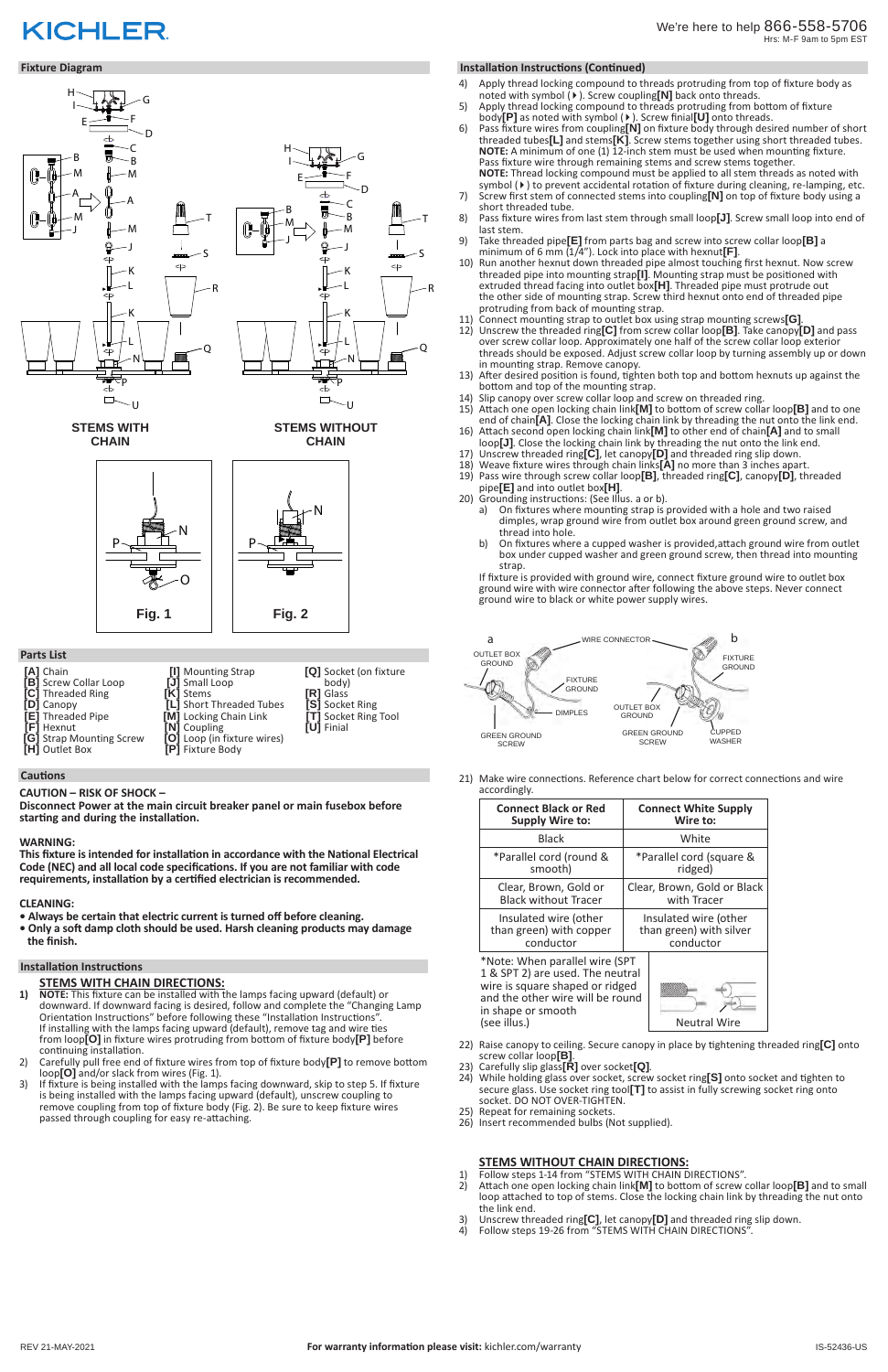# KICHLER

We're here to help 866-558-5706
Hrs: M-F 9am to 5pm EST

## Fixture Diagram

STEMS WITH CHAIN

STEMS WITHOUT CHAIN

Fig. 1

Fig. 2

## Parts List

[A] Chain
[B] Screw Collar Loop
[C] Threaded Ring
[D] Canopy
[E] Threaded Pipe
[F] Hexnut
[G] Strap Mounting Screw
[H] Outlet Box
[I] Mounting Strap
[J] Small Loop
[K] Stems
[L] Short Threaded Tubes
[M] Locking Chain Link
[N] Coupling
[O] Loop (in fixture wires)
[P] Fixture Body
[Q] Socket (on fixture body)
[R] Glass
[S] Socket Ring
[T] Socket Ring Tool
[U] Finial

## Cautions

**CAUTION – RISK OF SHOCK –**
**Disconnect Power at the main circuit breaker panel or main fusebox before starting and during the installation.**

**WARNING:**
**This fixture is intended for installation in accordance with the National Electrical Code (NEC) and all local code specifications. If you are not familiar with code requirements, installation by a certified electrician is recommended.**

**CLEANING:**
- **Always be certain that electric current is turned off before cleaning.**
- **Only a soft damp cloth should be used. Harsh cleaning products may damage the finish.**

## Installation Instructions

### STEMS WITH CHAIN DIRECTIONS:

1) **NOTE:** This fixture can be installed with the lamps facing upward (default) or downward. If downward facing is desired, follow and complete the "Changing Lamp Orientation Instructions" before following these "Installation Instructions". If installing with the lamps facing upward (default), remove tag and wire ties from loop[O] in fixture wires protruding from bottom of fixture body[P] before continuing installation.
2) Carefully pull free end of fixture wires from top of fixture body[P] to remove bottom loop[O] and/or slack from wires (Fig. 1).
3) If fixture is being installed with the lamps facing downward, skip to step 5. If fixture is being installed with the lamps facing upward (default), unscrew coupling to remove coupling from top of fixture body (Fig. 2). Be sure to keep fixture wires passed through coupling for easy re-attaching.

## Installation Instructions (Continued)

4) Apply thread locking compound to threads protruding from top of fixture body as noted with symbol (▸). Screw coupling[N] back onto threads.
5) Apply thread locking compound to threads protruding from bottom of fixture body[P] as noted with symbol (▸). Screw finial[U] onto threads.
6) Pass fixture wires from coupling[N] on fixture body through desired number of short threaded tubes[L] and stems[K]. Screw stems together using short threaded tubes. **NOTE:** A minimum of one (1) 12-inch stem must be used when mounting fixture. Pass fixture wire through remaining stems and screw stems together. **NOTE:** Thread locking compound must be applied to all stem threads as noted with symbol (▸) to prevent accidental rotation of fixture during cleaning, re-lamping, etc.
7) Screw first stem of connected stems into coupling[N] on top of fixture body using a short threaded tube.
8) Pass fixture wires from last stem through small loop[J]. Screw small loop into end of last stem.
9) Take threaded pipe[E] from parts bag and screw into screw collar loop[B] a minimum of 6 mm (1/4"). Lock into place with hexnut[F].
10) Run another hexnut down threaded pipe almost touching first hexnut. Now screw threaded pipe into mounting strap[I]. Mounting strap must be positioned with extruded thread facing into outlet box[H]. Threaded pipe must protrude out the other side of mounting strap. Screw third hexnut onto end of threaded pipe protruding from back of mounting strap.
11) Connect mounting strap to outlet box using strap mounting screws[G].
12) Unscrew the threaded ring[C] from screw collar loop[B]. Take canopy[D] and pass over screw collar loop. Approximately one half of the screw collar loop exterior threads should be exposed. Adjust screw collar loop by turning assembly up or down in mounting strap. Remove canopy.
13) After desired position is found, tighten both top and bottom hexnuts up against the bottom and top of the mounting strap.
14) Slip canopy over screw collar loop and screw on threaded ring.
15) Attach one open locking chain link[M] to bottom of screw collar loop[B] and to one end of chain[A]. Close the locking chain link by threading the nut onto the link end.
16) Attach second open locking chain link[M] to other end of chain[A] and to small loop[J]. Close the locking chain link by threading the nut onto the link end.
17) Unscrew threaded ring[C], let canopy[D] and threaded ring slip down.
18) Weave fixture wires through chain links[A] no more than 3 inches apart.
19) Pass wire through screw collar loop[B], threaded ring[C], canopy[D], threaded pipe[E] and into outlet box[H].
20) Grounding instructions: (See Illus. a or b).
    a) On fixtures where mounting strap is provided with a hole and two raised dimples, wrap ground wire from outlet box around green ground screw, and thread into hole.
    b) On fixtures where a cupped washer is provided,attach ground wire from outlet box under cupped washer and green ground screw, then thread into mounting strap.

    If fixture is provided with ground wire, connect fixture ground wire to outlet box ground wire with wire connector after following the above steps. Never connect ground wire to black or white power supply wires.

a: OUTLET BOX GROUND, WIRE CONNECTOR, FIXTURE GROUND, DIMPLES, GREEN GROUND SCREW
b: FIXTURE GROUND, OUTLET BOX GROUND, GREEN GROUND SCREW, CUPPED WASHER

21) Make wire connections. Reference chart below for correct connections and wire accordingly.

| Connect Black or Red Supply Wire to: | Connect White Supply Wire to: |
|---|---|
| Black | White |
| *Parallel cord (round & smooth) | *Parallel cord (square & ridged) |
| Clear, Brown, Gold or Black without Tracer | Clear, Brown, Gold or Black with Tracer |
| Insulated wire (other than green) with copper conductor | Insulated wire (other than green) with silver conductor |

*Note: When parallel wire (SPT 1 & SPT 2) are used. The neutral wire is square shaped or ridged and the other wire will be round in shape or smooth (see illus.)

Neutral Wire

22) Raise canopy to ceiling. Secure canopy in place by tightening threaded ring[C] onto screw collar loop[B].
23) Carefully slip glass[R] over socket[Q].
24) While holding glass over socket, screw socket ring[S] onto socket and tighten to secure glass. Use socket ring tool[T] to assist in fully screwing socket ring onto socket. DO NOT OVER-TIGHTEN.
25) Repeat for remaining sockets.
26) Insert recommended bulbs (Not supplied).

### STEMS WITHOUT CHAIN DIRECTIONS:

1) Follow steps 1-14 from "STEMS WITH CHAIN DIRECTIONS".
2) Attach one open locking chain link[M] to bottom of screw collar loop[B] and to small loop attached to top of stems. Close the locking chain link by threading the nut onto the link end.
3) Unscrew threaded ring[C], let canopy[D] and threaded ring slip down.
4) Follow steps 19-26 from "STEMS WITH CHAIN DIRECTIONS".

REV 21-MAY-2021

**For warranty information please visit:** kichler.com/warranty

IS-52436-US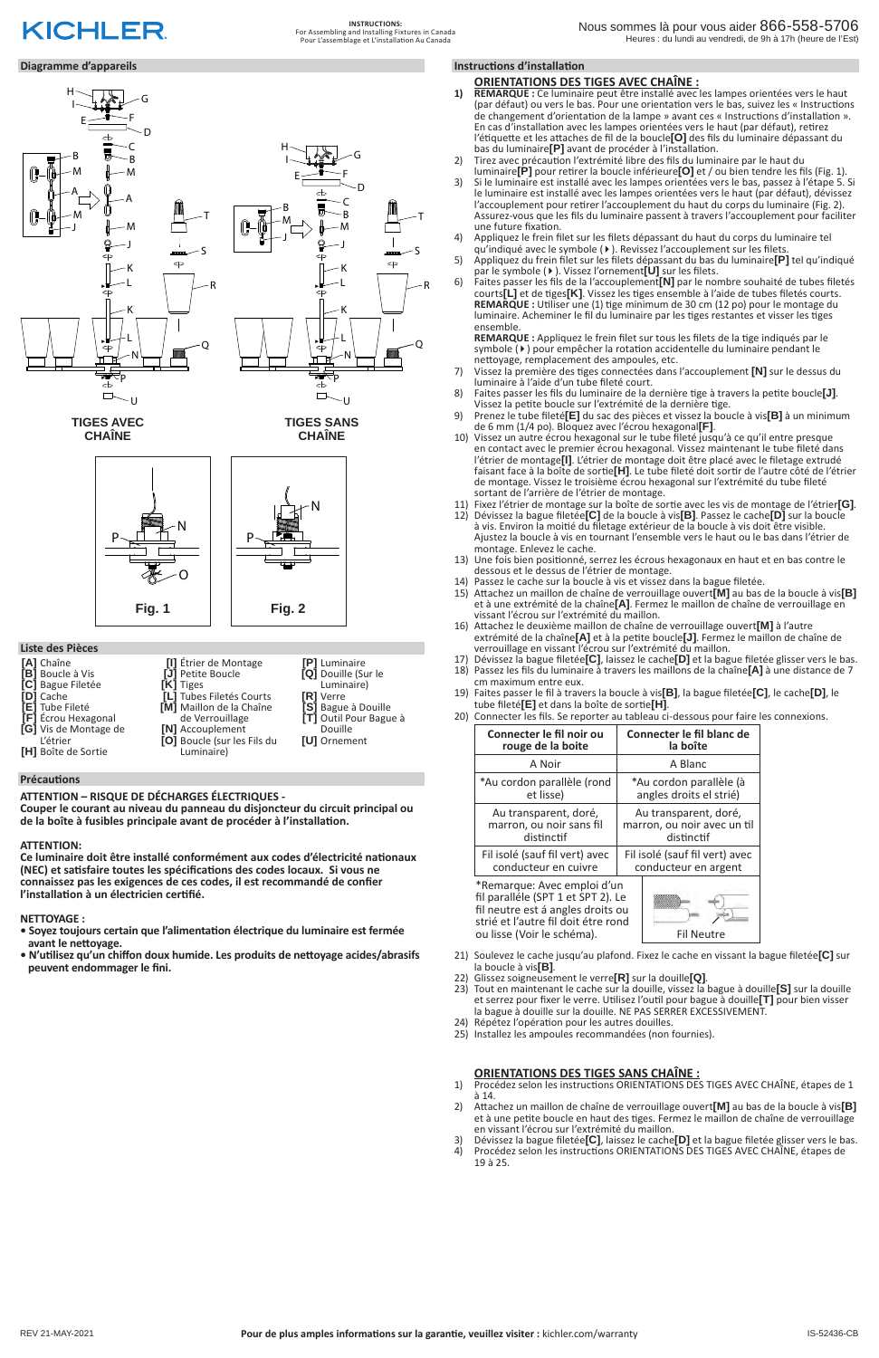KICHLER

**INSTRUCTIONS:**
For Assembling and Installing Fixtures in Canada
Pour L'assemblage et l'installation Au Canada

Nous sommes là pour vous aider 866-558-5706
Heures : du lundi au vendredi, de 9h à 17h (heure de l'Est)

## Diagramme d'appareils

TIGES AVEC CHAÎNE

TIGES SANS CHAÎNE

Fig. 1

Fig. 2

## Liste des Pièces

- **[A]** Chaîne
- **[B]** Boucle à Vis
- **[C]** Bague Filetée
- **[D]** Cache
- **[E]** Tube Fileté
- **[F]** Écrou Hexagonal
- **[G]** Vis de Montage de L'étrier
- **[H]** Boîte de Sortie
- **[I]** Étrier de Montage
- **[J]** Petite Boucle
- **[K]** Tiges
- **[L]** Tubes Filetés Courts
- **[M]** Maillon de la Chaîne de Verrouillage
- **[N]** Accouplement
- **[O]** Boucle (sur les Fils du Luminaire)
- **[P]** Luminaire
- **[Q]** Douille (Sur le Luminaire)
- **[R]** Verre
- **[S]** Bague à Douille
- **[T]** Outil Pour Bague à Douille
- **[U]** Ornement

## Précautions

**ATTENTION – RISQUE DE DÉCHARGES ÉLECTRIQUES -**
**Couper le courant au niveau du panneau du disjoncteur du circuit principal ou de la boîte à fusibles principale avant de procéder à l'installation.**

**ATTENTION:**
**Ce luminaire doit être installé conformément aux codes d'électricité nationaux (NEC) et satisfaire toutes les spécifications des codes locaux. Si vous ne connaissez pas les exigences de ces codes, il est recommandé de confier l'installation à un électricien certifié.**

**NETTOYAGE :**
- **Soyez toujours certain que l'alimentation électrique du luminaire est fermée avant le nettoyage.**
- **N'utilisez qu'un chiffon doux humide. Les produits de nettoyage acides/abrasifs peuvent endommager le fini.**

## Instructions d'installation

### ORIENTATIONS DES TIGES AVEC CHAÎNE :

1) **REMARQUE :** Ce luminaire peut être installé avec les lampes orientées vers le haut (par défaut) ou vers le bas. Pour une orientation vers le bas, suivez les « Instructions de changement d'orientation de la lampe » avant ces « Instructions d'installation ». En cas d'installation avec les lampes orientées vers le haut (par défaut), retirez l'étiquette et les attaches de fil de la boucle**[O]** des fils du luminaire dépassant du bas du luminaire**[P]** avant de procéder à l'installation.
2) Tirez avec précaution l'extrémité libre des fils du luminaire par le haut du luminaire**[P]** pour retirer la boucle inférieure**[O]** et / ou bien tendre les fils (Fig. 1).
3) Si le luminaire est installé avec les lampes orientées vers le bas, passez à l'étape 5. Si le luminaire est installé avec les lampes orientées vers le haut (par défaut), dévissez l'accouplement pour retirer l'accouplement du haut du corps du luminaire (Fig. 2). Assurez-vous que les fils du luminaire passent à travers l'accouplement pour faciliter une future fixation.
4) Appliquez le frein filet sur les filets dépassant du haut du corps du luminaire tel qu'indiqué avec le symbole (▸). Revissez l'accouplement sur les filets.
5) Appliquez du frein filet sur les filets dépassant du bas du luminaire**[P]** tel qu'indiqué par le symbole (▸). Vissez l'ornement**[U]** sur les filets.
6) Faites passer les fils de l'accouplement**[N]** par le nombre souhaité de tubes filetés courts**[L]** et de tiges**[K]**. Vissez les tiges ensemble à l'aide de tubes filetés courts. **REMARQUE :** Utiliser une (1) tige minimum de 30 cm (12 po) pour le montage du luminaire. Acheminer le fil du luminaire par les tiges restantes et visser les tiges ensemble.
   **REMARQUE :** Appliquez le frein filet sur tous les filets de la tige indiqués par le symbole (▸) pour empêcher la rotation accidentelle du luminaire pendant le nettoyage, remplacement des ampoules, etc.
7) Vissez la première des tiges connectées dans l'accouplement **[N]** sur le dessus du luminaire à l'aide d'un tube fileté court.
8) Faites passer les fils du luminaire de la dernière tige à travers la petite boucle**[J]**. Vissez la petite boucle sur l'extrémité de la dernière tige.
9) Prenez le tube fileté**[E]** du sac des pièces et vissez la boucle à vis**[B]** à un minimum de 6 mm (1/4 po). Bloquez avec l'écrou hexagonal**[F]**.
10) Vissez un autre écrou hexagonal sur le tube fileté jusqu'à ce qu'il entre presque en contact avec le premier écrou hexagonal. Vissez maintenant le tube fileté dans l'étrier de montage**[I]**. L'étrier de montage doit être placé avec le filetage extrudé faisant face à la boîte de sortie**[H]**. Le tube fileté doit sortir de l'autre côté de l'étrier de montage. Vissez le troisième écrou hexagonal sur l'extrémité du tube fileté sortant de l'arrière de l'étrier de montage.
11) Fixez l'étrier de montage sur la boîte de sortie avec les vis de montage de l'étrier**[G]**.
12) Dévissez la bague filetée**[C]** de la boucle à vis**[B]**. Passez le cache**[D]** sur la boucle à vis. Environ la moitié du filetage extérieur de la boucle à vis doit être visible. Ajustez la boucle à vis en tournant l'ensemble vers le haut ou le bas dans l'étrier de montage. Enlevez le cache.
13) Une fois bien positionné, serrez les écrous hexagonaux en haut et en bas contre le dessous et le dessus de l'étrier de montage.
14) Passez le cache sur la boucle à vis et vissez dans la bague filetée.
15) Attachez un maillon de chaîne de verrouillage ouvert**[M]** au bas de la boucle à vis**[B]** et à une extrémité de la chaîne**[A]**. Fermez le maillon de chaîne de verrouillage en vissant l'écrou sur l'extrémité du maillon.
16) Attachez le deuxième maillon de chaîne de verrouillage ouvert**[M]** à l'autre extrémité de la chaîne**[A]** et à la petite boucle**[J]**. Fermez le maillon de chaîne de verrouillage en vissant l'écrou sur l'extrémité du maillon.
17) Dévissez la bague filetée**[C]**, laissez le cache**[D]** et la bague filetée glisser vers le bas.
18) Passez les fils du luminaire à travers les maillons de la chaîne**[A]** à une distance de 7 cm maximum entre eux.
19) Faites passer le fil à travers la boucle à vis**[B]**, la bague filetée**[C]**, le cache**[D]**, le tube fileté**[E]** et dans la boîte de sortie**[H]**.
20) Connecter les fils. Se reporter au tableau ci-dessous pour faire les connexions.

| Connecter le fil noir ou rouge de la boite | Connecter le fil blanc de la boîte |
|---|---|
| A Noir | A Blanc |
| *Au cordon parallèle (rond et lisse) | *Au cordon parallèle (à angles droits el strié) |
| Au transparent, doré, marron, ou noir sans fil distinctif | Au transparent, doré, marron, ou noir avec un til distinctif |
| Fil isolé (sauf fil vert) avec conducteur en cuivre | Fil isolé (sauf fil vert) avec conducteur en argent |

*Remarque: Avec emploi d'un fil parallèle (SPT 1 et SPT 2). Le fil neutre est á angles droits ou strié et l'autre fil doit étre rond ou lisse (Voir le schéma).

Fil Neutre

21) Soulevez le cache jusqu'au plafond. Fixez le cache en vissant la bague filetée**[C]** sur la boucle à vis**[B]**.
22) Glissez soigneusement le verre**[R]** sur la douille**[Q]**.
23) Tout en maintenant le cache sur la douille, vissez la bague à douille**[S]** sur la douille et serrez pour fixer le verre. Utilisez l'outil pour bague à douille**[T]** pour bien visser la bague à douille sur la douille. NE PAS SERRER EXCESSIVEMENT.
24) Répétez l'opération pour les autres douilles.
25) Installez les ampoules recommandées (non fournies).

### ORIENTATIONS DES TIGES SANS CHAÎNE :

1) Procédez selon les instructions ORIENTATIONS DES TIGES AVEC CHAÎNE, étapes de 1 à 14.
2) Attachez un maillon de chaîne de verrouillage ouvert**[M]** au bas de la boucle à vis**[B]** et à une petite boucle en haut des tiges. Fermez le maillon de chaîne de verrouillage en vissant l'écrou sur l'extrémité du maillon.
3) Dévissez la bague filetée**[C]**, laissez le cache**[D]** et la bague filetée glisser vers le bas.
4) Procédez selon les instructions ORIENTATIONS DES TIGES AVEC CHAÎNE, étapes de 19 à 25.

REV 21-MAY-2021 **Pour de plus amples informations sur la garantie, veuillez visiter :** kichler.com/warranty IS-52436-CB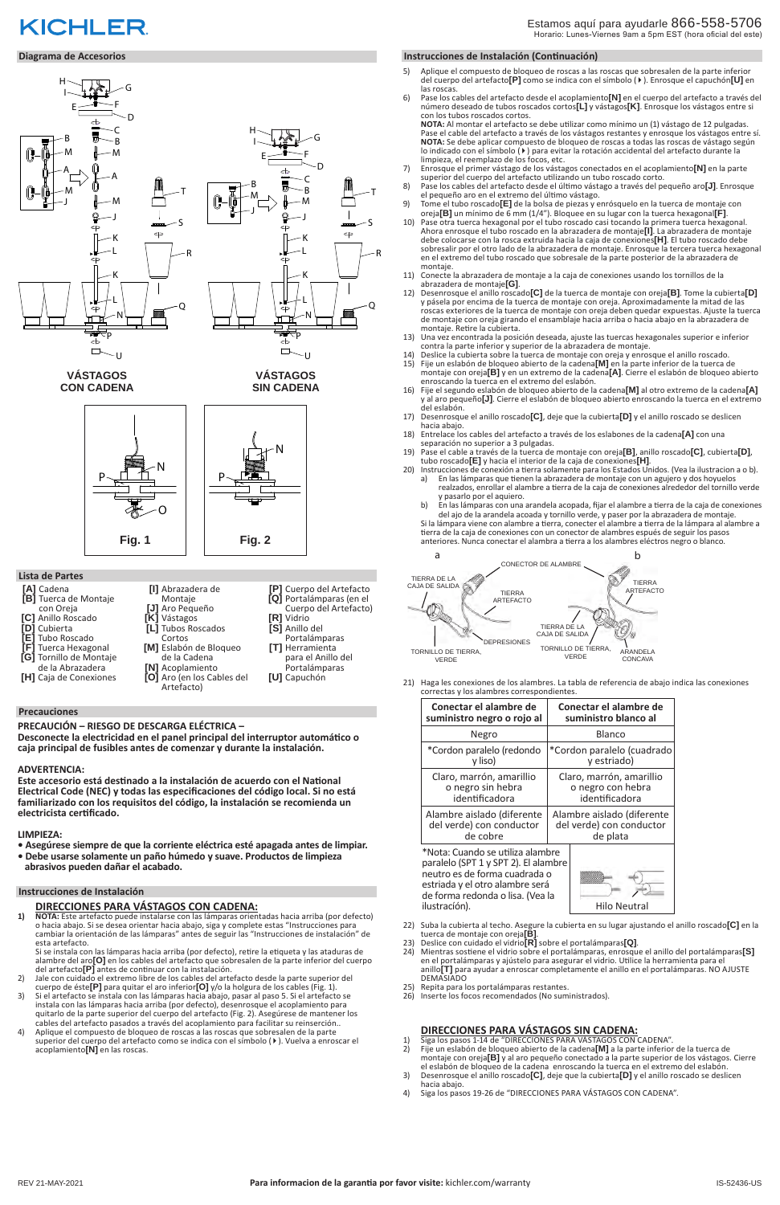KICHLER

Estamos aquí para ayudarle 866-558-5706
Horario: Lunes-Viernes 9am a 5pm EST (hora oficial del este)

## Diagrama de Accesorios

VÁSTAGOS CON CADENA

VÁSTAGOS SIN CADENA

Fig. 1

Fig. 2

## Lista de Partes

- [A] Cadena
- [B] Tuerca de Montaje con Oreja
- [C] Anillo Roscado
- [D] Cubierta
- [E] Tubo Roscado
- [F] Tuerca Hexagonal
- [G] Tornillo de Montaje de la Abrazadera
- [H] Caja de Conexiones
- [I] Abrazadera de Montaje
- [J] Aro Pequeño
- [K] Vástagos
- [L] Tubos Roscados Cortos
- [M] Eslabón de Bloqueo de la Cadena
- [N] Acoplamiento
- [O] Aro (en los Cables del Artefacto)
- [P] Cuerpo del Artefacto
- [Q] Portalámparas (en el Cuerpo del Artefacto)
- [R] Vidrio
- [S] Anillo del Portalámparas
- [T] Herramienta para el Anillo del Portalámparas
- [U] Capuchón

## Precauciones

**PRECAUCIÓN – RIESGO DE DESCARGA ELÉCTRICA –**
**Desconecte la electricidad en el panel principal del interruptor automático o caja principal de fusibles antes de comenzar y durante la instalación.**

**ADVERTENCIA:**
**Este accesorio está destinado a la instalación de acuerdo con el National Electrical Code (NEC) y todas las especificaciones del código local. Si no está familiarizado con los requisitos del código, la instalación se recomienda un electricista certificado.**

**LIMPIEZA:**
- **Asegúrese siempre de que la corriente eléctrica esté apagada antes de limpiar.**
- **Debe usarse solamente un paño húmedo y suave. Productos de limpieza abrasivos pueden dañar el acabado.**

## Instrucciones de Instalación

### DIRECCIONES PARA VÁSTAGOS CON CADENA:

1) **NOTA:** Este artefacto puede instalarse con las lámparas orientadas hacia arriba (por defecto) o hacia abajo. Si se desea orientar hacia abajo, siga y complete estas "Instrucciones para cambiar la orientación de las lámparas" antes de seguir las "Instrucciones de instalación" de esta artefacto.
Si se instala con las lámparas hacia arriba (por defecto), retire la etiqueta y las ataduras de alambre del aro**[O]** en los cables del artefacto que sobresalen de la parte inferior del cuerpo del artefacto**[P]** antes de continuar con la instalación.
2) Jale con cuidado el extremo libre de los cables del artefacto desde la parte superior del cuerpo de éste**[P]** para quitar el aro inferior**[O]** y/o la holgura de los cables (Fig. 1).
3) Si el artefacto se instala con las lámparas hacia abajo, pasar al paso 5. Si el artefacto se instala con las lámparas hacia arriba (por defecto), desenrosque el acoplamiento para quitarlo de la parte superior del cuerpo del artefacto (Fig. 2). Asegúrese de mantener los cables del artefacto pasados a través del acoplamiento para facilitar su reinserción..
4) Aplique el compuesto de bloqueo de roscas a las roscas que sobresalen de la parte superior del cuerpo del artefacto como se indica con el símbolo (▸). Vuelva a enroscar el acoplamiento**[N]** en las roscas.

## Instrucciones de Instalación (Continuación)

5) Aplique el compuesto de bloqueo de roscas a las roscas que sobresalen de la parte inferior del cuerpo del artefacto**[P]** como se indica con el símbolo (▸). Enrosque el capuchón**[U]** en las roscas.
6) Pase los cables del artefacto desde el acoplamiento**[N]** en el cuerpo del artefacto a través del número deseado de tubos roscados cortos**[L]** y vástagos**[K]**. Enrosque los vástagos entre si con los tubos roscados cortos.
**NOTA:** Al montar el artefacto se debe utilizar como mínimo un (1) vástago de 12 pulgadas. Pase el cable del artefacto a través de los vástagos restantes y enrosque los vástagos entre sí.
**NOTA:** Se debe aplicar compuesto de bloqueo de roscas a todas las roscas de vástago según lo indicado con el símbolo (▸) para evitar la rotación accidental del artefacto durante la limpieza, el reemplazo de los focos, etc.
7) Enrosque el primer vástago de los vástagos conectados en el acoplamiento**[N]** en la parte superior del cuerpo del artefacto utilizando un tubo roscado corto.
8) Pase los cables del artefacto desde el último vástago a través del pequeño aro**[J]**. Enrosque el pequeño aro en el extremo del último vástago.
9) Tome el tubo roscado**[E]** de la bolsa de piezas y enrósquelo en la tuerca de montaje con oreja**[B]** un mínimo de 6 mm (1/4"). Bloquee en su lugar con la tuerca hexagonal**[F]**.
10) Pase otra tuerca hexagonal por el tubo roscado casi tocando la primera tuerca hexagonal. Ahora enrosque el tubo roscado en la abrazadera de montaje**[I]**. La abrazadera de montaje debe colocarse con la rosca extruida hacia la caja de conexiones**[H]**. El tubo roscado debe sobresalir por el otro lado de la abrazadera de montaje. Enrosque la tercera tuerca hexagonal en el extremo del tubo roscado que sobresale de la parte posterior de la abrazadera de montaje.
11) Conecte la abrazadera de montaje a la caja de conexiones usando los tornillos de la abrazadera de montaje**[G]**.
12) Desenrosque el anillo roscado**[C]** de la tuerca de montaje con oreja**[B]**. Tome la cubierta**[D]** y pásela por encima de la tuerca de montaje con oreja. Aproximadamente la mitad de las roscas exteriores de la tuerca de montaje con oreja deben quedar expuestas. Ajuste la tuerca de montaje con oreja girando el ensamblaje hacia arriba o hacia abajo en la abrazadera de montaje. Retire la cubierta.
13) Una vez encontrada la posición deseada, ajuste las tuercas hexagonales superior e inferior contra la parte inferior y superior de la abrazadera de montaje.
14) Deslice la cubierta sobre la tuerca de montaje con oreja y enrosque el anillo roscado.
15) Fije un eslabón de bloqueo abierto de la cadena**[M]** en la parte inferior de la tuerca de montaje con oreja**[B]** y en un extremo de la cadena**[A]**. Cierre el eslabón de bloqueo abierto enroscando la tuerca en el extremo del eslabón.
16) Fije el segundo eslabón de bloqueo abierto de la cadena**[M]** al otro extremo de la cadena**[A]** y al aro pequeño**[J]**. Cierre el eslabón de bloqueo abierto enroscando la tuerca en el extremo del eslabón.
17) Desenrosque el anillo roscado**[C]**, deje que la cubierta**[D]** y el anillo roscado se deslicen hacia abajo.
18) Entrelace los cables del artefacto a través de los eslabones de la cadena**[A]** con una separación no superior a 3 pulgadas.
19) Pase el cable a través de la tuerca de montaje con oreja**[B]**, anillo roscado**[C]**, cubierta**[D]**, tubo roscado**[E]** y hacia el interior de la caja de conexiones**[H]**.
20) Instrucciones de conexión a tierra solamente para los Estados Unidos. (Vea la ilustracion a o b).
    a) En las lámparas que tienen la abrazadera de montaje con un agujero y dos hoyuelos realzados, enrollar el alambre a tierra de la caja de conexiones alrededor del tornillo verde y pasarlo por el aquiero.
    b) En las lámparas con una arandela acopada, fijar el alambre a tierra de la caja de conexiones del ajo de la arandela acoada y tornillo verde, y paser por la abrazadera de montaje.
    Si la lámpara viene con alambre a tierra, conecter el alambre a tierra de la lámpara al alambre a tierra de la caja de conexiones con un conector de alambres espués de seguir los pasos anteriores. Nunca conectar el alambra a tierra a los alambres eléctros negro o blanco.

a

b

CONECTOR DE ALAMBRE
TIERRA DE LA CAJA DE SALIDA
TIERRA ARTEFACTO
DEPRESIONES
TORNILLO DE TIERRA, VERDE
TIERRA ARTEFACTO
TIERRA DE LA CAJA DE SALIDA
TORNILLO DE TIERRA, VERDE
ARANDELA CONCAVA

21) Haga las conexiones de los alambres. La tabla de referencia de abajo indica las conexiones correctas y los alambres correspondientes.

| Conectar el alambre de suministro negro o rojo al | Conectar el alambre de suministro blanco al |
|---|---|
| Negro | Blanco |
| *Cordon paralelo (redondo y liso) | *Cordon paralelo (cuadrado y estriado) |
| Claro, marrón, amarillio o negro sin hebra identificadora | Claro, marrón, amarillio o negro con hebra identificadora |
| Alambre aislado (diferente del verde) con conductor de cobre | Alambre aislado (diferente del verde) con conductor de plata |

*Nota: Cuando se utiliza alambre paralelo (SPT 1 y SPT 2). El alambre neutro es de forma cuadrada o estriada y el otro alambre será de forma redonda o lisa. (Vea la ilustración).

Hilo Neutral

22) Suba la cubierta al techo. Asegure la cubierta en su lugar ajustando el anillo roscado**[C]** en la tuerca de montaje con oreja**[B]**.
23) Deslice con cuidado el vidrio**[R]** sobre el portalámparas**[Q]**.
24) Mientras sostiene el vidrio sobre el portalámparas, enrosque el anillo del portalámparas**[S]** en el portalámparas y ajústelo para asegurar el vidrio. Utilice la herramienta para el anillo**[T]** para ayudar a enroscar completamente el anillo en el portalámparas. NO AJUSTE DEMASIADO
25) Repita para los portalámparas restantes.
26) Inserte los focos recomendados (No suministrados).

### DIRECCIONES PARA VÁSTAGOS SIN CADENA:

1) Siga los pasos 1-14 de "DIRECCIONES PARA VÁSTAGOS CON CADENA".
2) Fije un eslabón de bloqueo abierto de la cadena**[M]** a la parte inferior de la tuerca de montaje con oreja**[B]** y al aro pequeño conectado a la parte superior de los vástagos. Cierre el eslabón de bloqueo de la cadena enroscando la tuerca en el extremo del eslabón.
3) Desenrosque el anillo roscado**[C]**, deje que la cubierta**[D]** y el anillo roscado se deslicen hacia abajo.
4) Siga los pasos 19-26 de "DIRECCIONES PARA VÁSTAGOS CON CADENA".

REV 21-MAY-2021

**Para informacion de la garantia por favor visite:** kichler.com/warranty

IS-52436-US